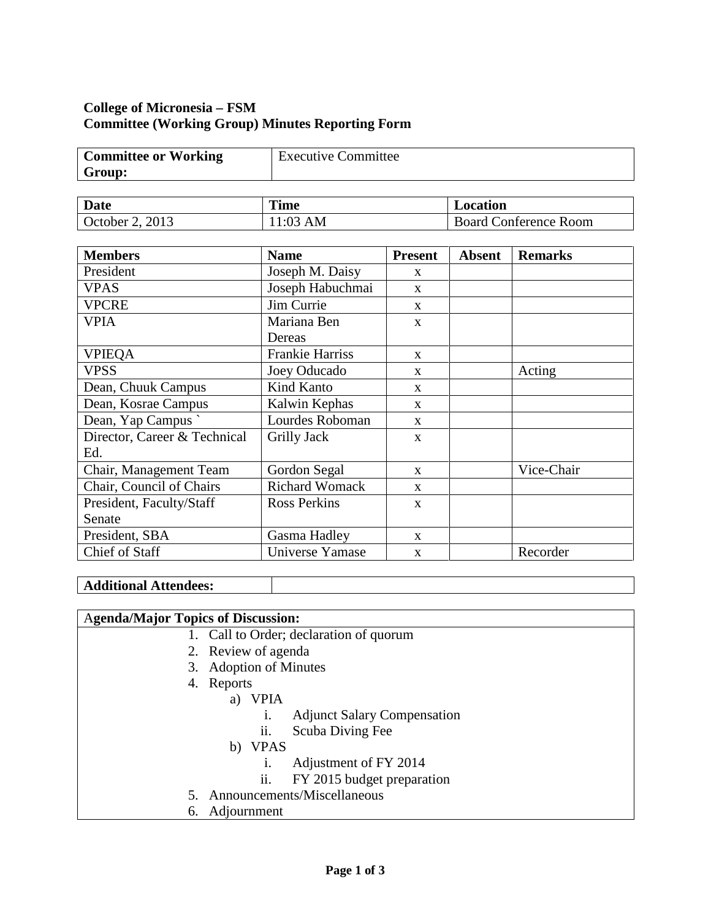**College of Micronesia – FSM**
**Committee (Working Group) Minutes Reporting Form**

| **Committee or Working Group:** | Executive Committee |
|---|---|

| **Date** | **Time** | **Location** |
|---|---|---|
| October 2, 2013 | 11:03 AM | Board Conference Room |

| **Members** | **Name** | **Present** | **Absent** | **Remarks** |
|---|---|---|---|---|
| President | Joseph M. Daisy | x | | |
| VPAS | Joseph Habuchmai | x | | |
| VPCRE | Jim Currie | x | | |
| VPIA | Mariana Ben Dereas | x | | |
| VPIEQA | Frankie Harriss | x | | |
| VPSS | Joey Oducado | x | | Acting |
| Dean, Chuuk Campus | Kind Kanto | x | | |
| Dean, Kosrae Campus | Kalwin Kephas | x | | |
| Dean, Yap Campus ` | Lourdes Roboman | x | | |
| Director, Career & Technical Ed. | Grilly Jack | x | | |
| Chair, Management Team | Gordon Segal | x | | Vice-Chair |
| Chair, Council of Chairs | Richard Womack | x | | |
| President, Faculty/Staff Senate | Ross Perkins | x | | |
| President, SBA | Gasma Hadley | x | | |
| Chief of Staff | Universe Yamase | x | | Recorder |

| **Additional Attendees:** | |
|---|---|

**Agenda/Major Topics of Discussion:**

1. Call to Order; declaration of quorum
2. Review of agenda
3. Adoption of Minutes
4. Reports
   a) VPIA
      i. Adjunct Salary Compensation
      ii. Scuba Diving Fee
   b) VPAS
      i. Adjustment of FY 2014
      ii. FY 2015 budget preparation
5. Announcements/Miscellaneous
6. Adjournment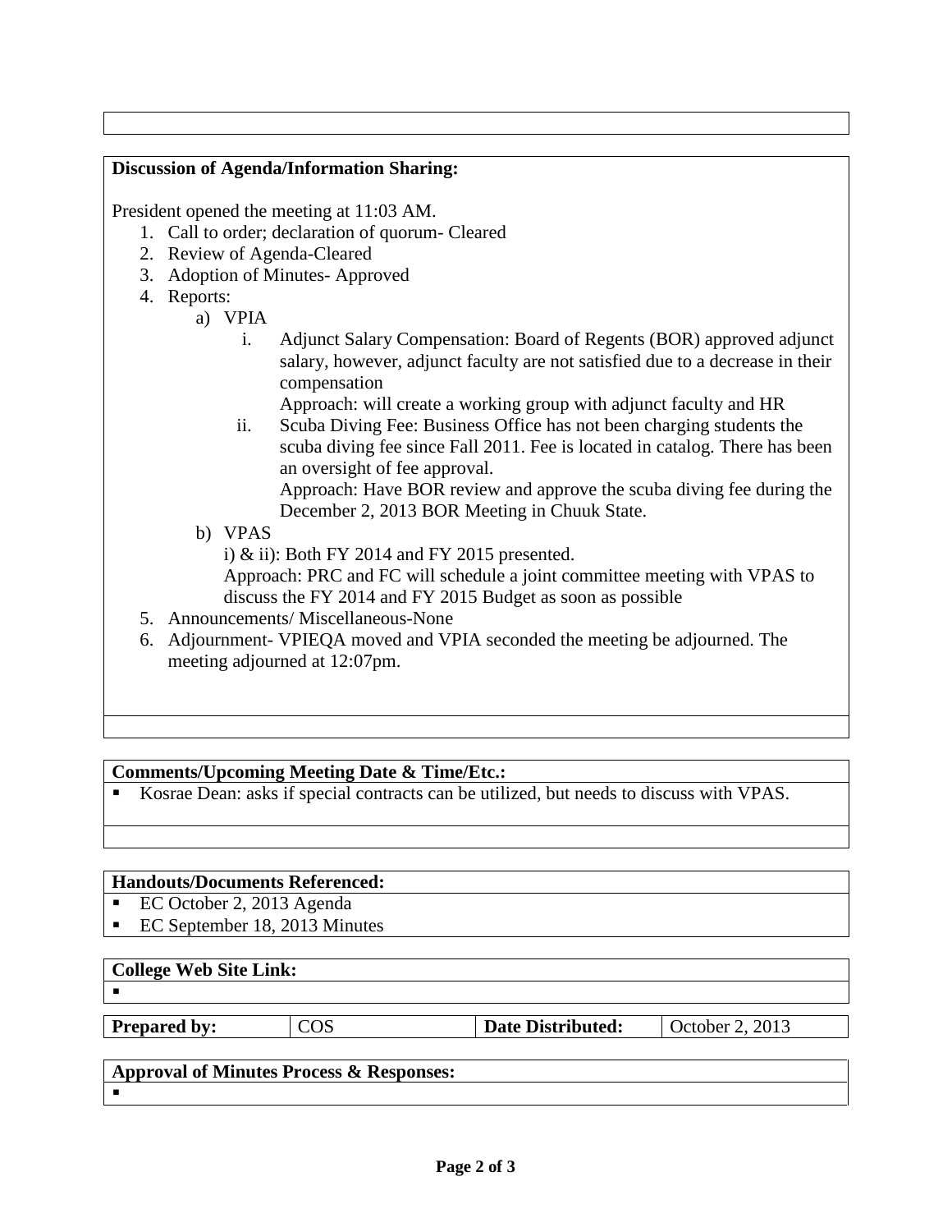**Discussion of Agenda/Information Sharing:**

President opened the meeting at 11:03 AM.

1. Call to order; declaration of quorum- Cleared
2. Review of Agenda-Cleared
3. Adoption of Minutes- Approved
4. Reports:
   a) VPIA
      i. Adjunct Salary Compensation: Board of Regents (BOR) approved adjunct salary, however, adjunct faculty are not satisfied due to a decrease in their compensation
         Approach: will create a working group with adjunct faculty and HR
      ii. Scuba Diving Fee: Business Office has not been charging students the scuba diving fee since Fall 2011. Fee is located in catalog. There has been an oversight of fee approval.
         Approach: Have BOR review and approve the scuba diving fee during the December 2, 2013 BOR Meeting in Chuuk State.
   b) VPAS
      i) & ii): Both FY 2014 and FY 2015 presented.
      Approach: PRC and FC will schedule a joint committee meeting with VPAS to discuss the FY 2014 and FY 2015 Budget as soon as possible
5. Announcements/ Miscellaneous-None
6. Adjournment- VPIEQA moved and VPIA seconded the meeting be adjourned. The meeting adjourned at 12:07pm.

**Comments/Upcoming Meeting Date & Time/Etc.:**

- Kosrae Dean: asks if special contracts can be utilized, but needs to discuss with VPAS.

**Handouts/Documents Referenced:**

- EC October 2, 2013 Agenda
- EC September 18, 2013 Minutes

**College Web Site Link:**

-

| **Prepared by:** | COS | **Date Distributed:** | October 2, 2013 |
|---|---|---|---|

**Approval of Minutes Process & Responses:**

-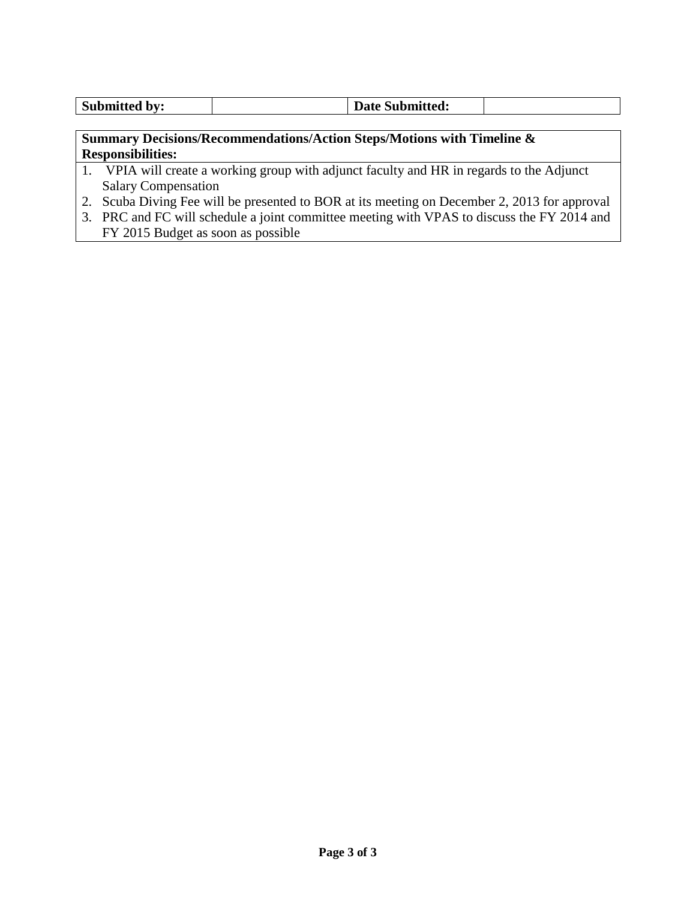| **Submitted by:** | | **Date Submitted:** | |
|---|---|---|---|

| **Summary Decisions/Recommendations/Action Steps/Motions with Timeline & Responsibilities:** |
|---|
| 1. VPIA will create a working group with adjunct faculty and HR in regards to the Adjunct Salary Compensation<br>2. Scuba Diving Fee will be presented to BOR at its meeting on December 2, 2013 for approval<br>3. PRC and FC will schedule a joint committee meeting with VPAS to discuss the FY 2014 and FY 2015 Budget as soon as possible |